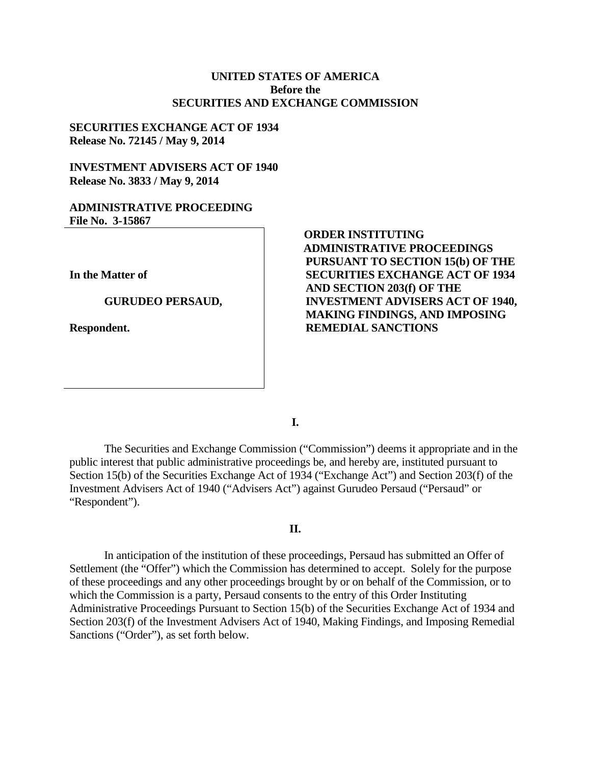**UNITED STATES OF AMERICA**
**Before the**
**SECURITIES AND EXCHANGE COMMISSION**

**SECURITIES EXCHANGE ACT OF 1934**
**Release No. 72145 / May 9, 2014**

**INVESTMENT ADVISERS ACT OF 1940**
**Release No. 3833 / May 9, 2014**

**ADMINISTRATIVE PROCEEDING**
**File No. 3-15867**

**In the Matter of**

**GURUDEO PERSAUD,**

**Respondent.**

**ORDER INSTITUTING ADMINISTRATIVE PROCEEDINGS PURSUANT TO SECTION 15(b) OF THE SECURITIES EXCHANGE ACT OF 1934 AND SECTION 203(f) OF THE INVESTMENT ADVISERS ACT OF 1940, MAKING FINDINGS, AND IMPOSING REMEDIAL SANCTIONS**

## I.

The Securities and Exchange Commission ("Commission") deems it appropriate and in the public interest that public administrative proceedings be, and hereby are, instituted pursuant to Section 15(b) of the Securities Exchange Act of 1934 ("Exchange Act") and Section 203(f) of the Investment Advisers Act of 1940 ("Advisers Act") against Gurudeo Persaud ("Persaud" or "Respondent").

## II.

In anticipation of the institution of these proceedings, Persaud has submitted an Offer of Settlement (the "Offer") which the Commission has determined to accept. Solely for the purpose of these proceedings and any other proceedings brought by or on behalf of the Commission, or to which the Commission is a party, Persaud consents to the entry of this Order Instituting Administrative Proceedings Pursuant to Section 15(b) of the Securities Exchange Act of 1934 and Section 203(f) of the Investment Advisers Act of 1940, Making Findings, and Imposing Remedial Sanctions ("Order"), as set forth below.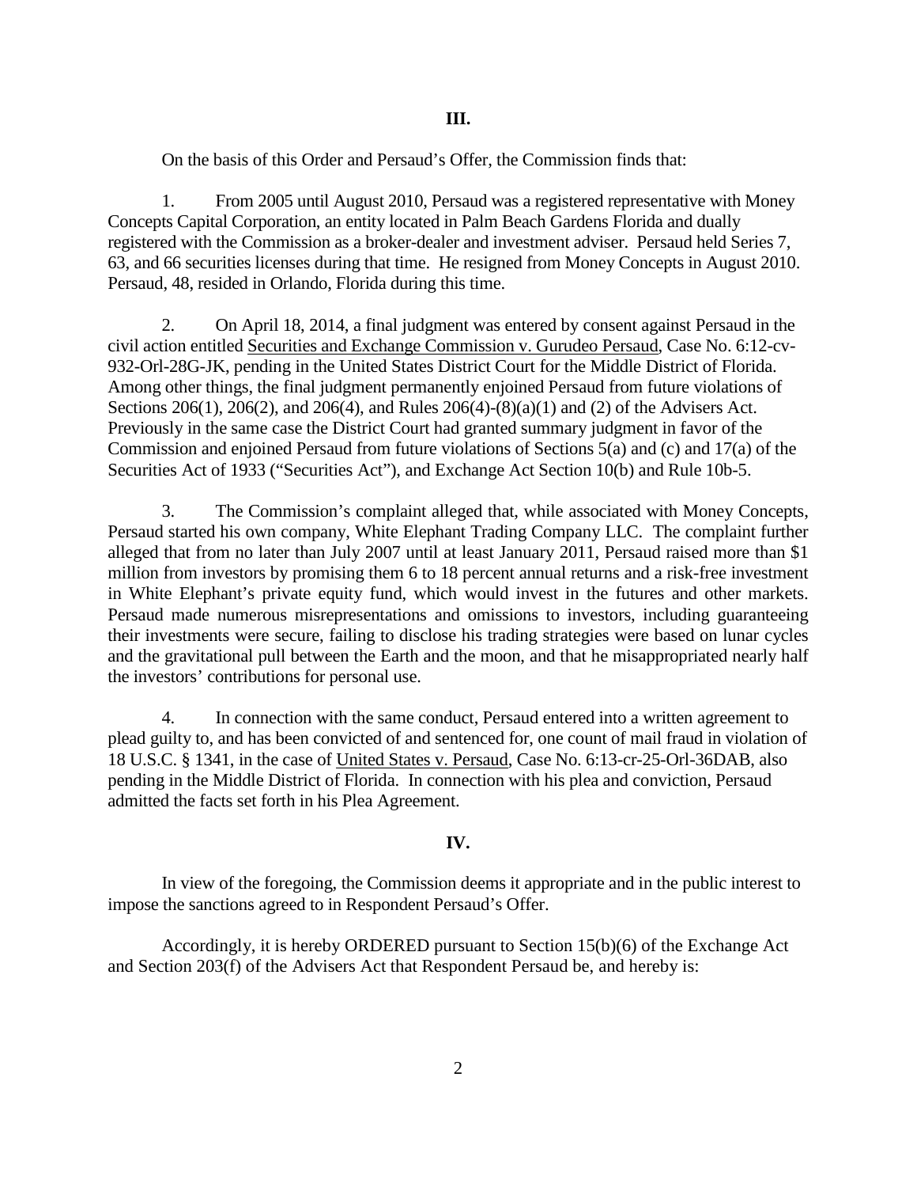**III.**

On the basis of this Order and Persaud's Offer, the Commission finds that:

1. From 2005 until August 2010, Persaud was a registered representative with Money Concepts Capital Corporation, an entity located in Palm Beach Gardens Florida and dually registered with the Commission as a broker-dealer and investment adviser. Persaud held Series 7, 63, and 66 securities licenses during that time. He resigned from Money Concepts in August 2010. Persaud, 48, resided in Orlando, Florida during this time.

2. On April 18, 2014, a final judgment was entered by consent against Persaud in the civil action entitled Securities and Exchange Commission v. Gurudeo Persaud, Case No. 6:12-cv-932-Orl-28G-JK, pending in the United States District Court for the Middle District of Florida. Among other things, the final judgment permanently enjoined Persaud from future violations of Sections 206(1), 206(2), and 206(4), and Rules 206(4)-(8)(a)(1) and (2) of the Advisers Act. Previously in the same case the District Court had granted summary judgment in favor of the Commission and enjoined Persaud from future violations of Sections 5(a) and (c) and 17(a) of the Securities Act of 1933 ("Securities Act"), and Exchange Act Section 10(b) and Rule 10b-5.

3. The Commission's complaint alleged that, while associated with Money Concepts, Persaud started his own company, White Elephant Trading Company LLC. The complaint further alleged that from no later than July 2007 until at least January 2011, Persaud raised more than $1 million from investors by promising them 6 to 18 percent annual returns and a risk-free investment in White Elephant's private equity fund, which would invest in the futures and other markets. Persaud made numerous misrepresentations and omissions to investors, including guaranteeing their investments were secure, failing to disclose his trading strategies were based on lunar cycles and the gravitational pull between the Earth and the moon, and that he misappropriated nearly half the investors' contributions for personal use.

4. In connection with the same conduct, Persaud entered into a written agreement to plead guilty to, and has been convicted of and sentenced for, one count of mail fraud in violation of 18 U.S.C. § 1341, in the case of United States v. Persaud, Case No. 6:13-cr-25-Orl-36DAB, also pending in the Middle District of Florida. In connection with his plea and conviction, Persaud admitted the facts set forth in his Plea Agreement.

**IV.**

In view of the foregoing, the Commission deems it appropriate and in the public interest to impose the sanctions agreed to in Respondent Persaud's Offer.

Accordingly, it is hereby ORDERED pursuant to Section 15(b)(6) of the Exchange Act and Section 203(f) of the Advisers Act that Respondent Persaud be, and hereby is: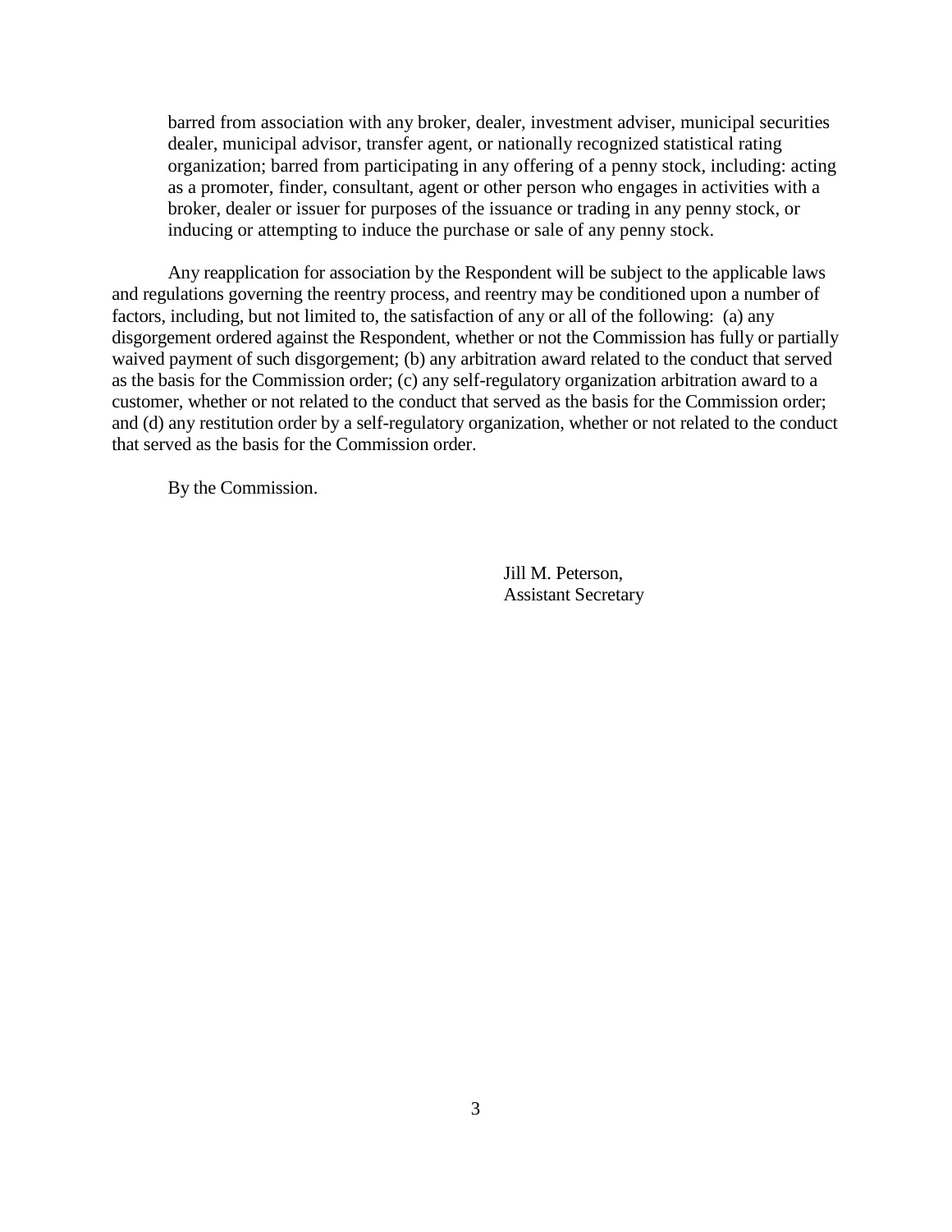barred from association with any broker, dealer, investment adviser, municipal securities dealer, municipal advisor, transfer agent, or nationally recognized statistical rating organization; barred from participating in any offering of a penny stock, including: acting as a promoter, finder, consultant, agent or other person who engages in activities with a broker, dealer or issuer for purposes of the issuance or trading in any penny stock, or inducing or attempting to induce the purchase or sale of any penny stock.

Any reapplication for association by the Respondent will be subject to the applicable laws and regulations governing the reentry process, and reentry may be conditioned upon a number of factors, including, but not limited to, the satisfaction of any or all of the following: (a) any disgorgement ordered against the Respondent, whether or not the Commission has fully or partially waived payment of such disgorgement; (b) any arbitration award related to the conduct that served as the basis for the Commission order; (c) any self-regulatory organization arbitration award to a customer, whether or not related to the conduct that served as the basis for the Commission order; and (d) any restitution order by a self-regulatory organization, whether or not related to the conduct that served as the basis for the Commission order.

By the Commission.

Jill M. Peterson,
Assistant Secretary